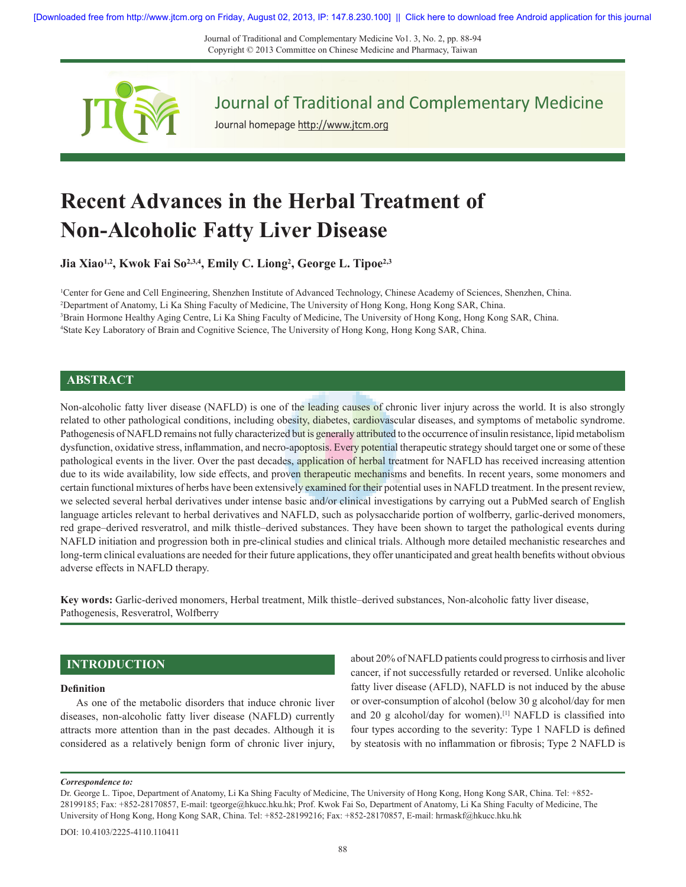# Recent Advances in the Herbal Treatment of Non-Alcoholic Fatty Liver Disease

**Jia Xiao[1,2], Kwok Fai So[2,3,4], Emily C. Liong[2], George L. Tipoe[2,3]**

[1]Center for Gene and Cell Engineering, Shenzhen Institute of Advanced Technology, Chinese Academy of Sciences, Shenzhen, China.
[2]Department of Anatomy, Li Ka Shing Faculty of Medicine, The University of Hong Kong, Hong Kong SAR, China.
[3]Brain Hormone Healthy Aging Centre, Li Ka Shing Faculty of Medicine, The University of Hong Kong, Hong Kong SAR, China.
[4]State Key Laboratory of Brain and Cognitive Science, The University of Hong Kong, Hong Kong SAR, China.

## ABSTRACT

Non-alcoholic fatty liver disease (NAFLD) is one of the leading causes of chronic liver injury across the world. It is also strongly related to other pathological conditions, including obesity, diabetes, cardiovascular diseases, and symptoms of metabolic syndrome. Pathogenesis of NAFLD remains not fully characterized but is generally attributed to the occurrence of insulin resistance, lipid metabolism dysfunction, oxidative stress, inflammation, and necro-apoptosis. Every potential therapeutic strategy should target one or some of these pathological events in the liver. Over the past decades, application of herbal treatment for NAFLD has received increasing attention due to its wide availability, low side effects, and proven therapeutic mechanisms and benefits. In recent years, some monomers and certain functional mixtures of herbs have been extensively examined for their potential uses in NAFLD treatment. In the present review, we selected several herbal derivatives under intense basic and/or clinical investigations by carrying out a PubMed search of English language articles relevant to herbal derivatives and NAFLD, such as polysaccharide portion of wolfberry, garlic-derived monomers, red grape–derived resveratrol, and milk thistle–derived substances. They have been shown to target the pathological events during NAFLD initiation and progression both in pre-clinical studies and clinical trials. Although more detailed mechanistic researches and long-term clinical evaluations are needed for their future applications, they offer unanticipated and great health benefits without obvious adverse effects in NAFLD therapy.

**Key words:** Garlic-derived monomers, Herbal treatment, Milk thistle–derived substances, Non-alcoholic fatty liver disease, Pathogenesis, Resveratrol, Wolfberry

## INTRODUCTION

### Definition

As one of the metabolic disorders that induce chronic liver diseases, non-alcoholic fatty liver disease (NAFLD) currently attracts more attention than in the past decades. Although it is considered as a relatively benign form of chronic liver injury, about 20% of NAFLD patients could progress to cirrhosis and liver cancer, if not successfully retarded or reversed. Unlike alcoholic fatty liver disease (AFLD), NAFLD is not induced by the abuse or over-consumption of alcohol (below 30 g alcohol/day for men and 20 g alcohol/day for women).[1] NAFLD is classified into four types according to the severity: Type 1 NAFLD is defined by steatosis with no inflammation or fibrosis; Type 2 NAFLD is

---

*Correspondence to:*
Dr. George L. Tipoe, Department of Anatomy, Li Ka Shing Faculty of Medicine, The University of Hong Kong, Hong Kong SAR, China. Tel: +852-28199185; Fax: +852-28170857, E-mail: tgeorge@hkucc.hku.hk; Prof. Kwok Fai So, Department of Anatomy, Li Ka Shing Faculty of Medicine, The University of Hong Kong, Hong Kong SAR, China. Tel: +852-28199216; Fax: +852-28170857, E-mail: hrmaskf@hkucc.hku.hk

DOI: 10.4103/2225-4110.110411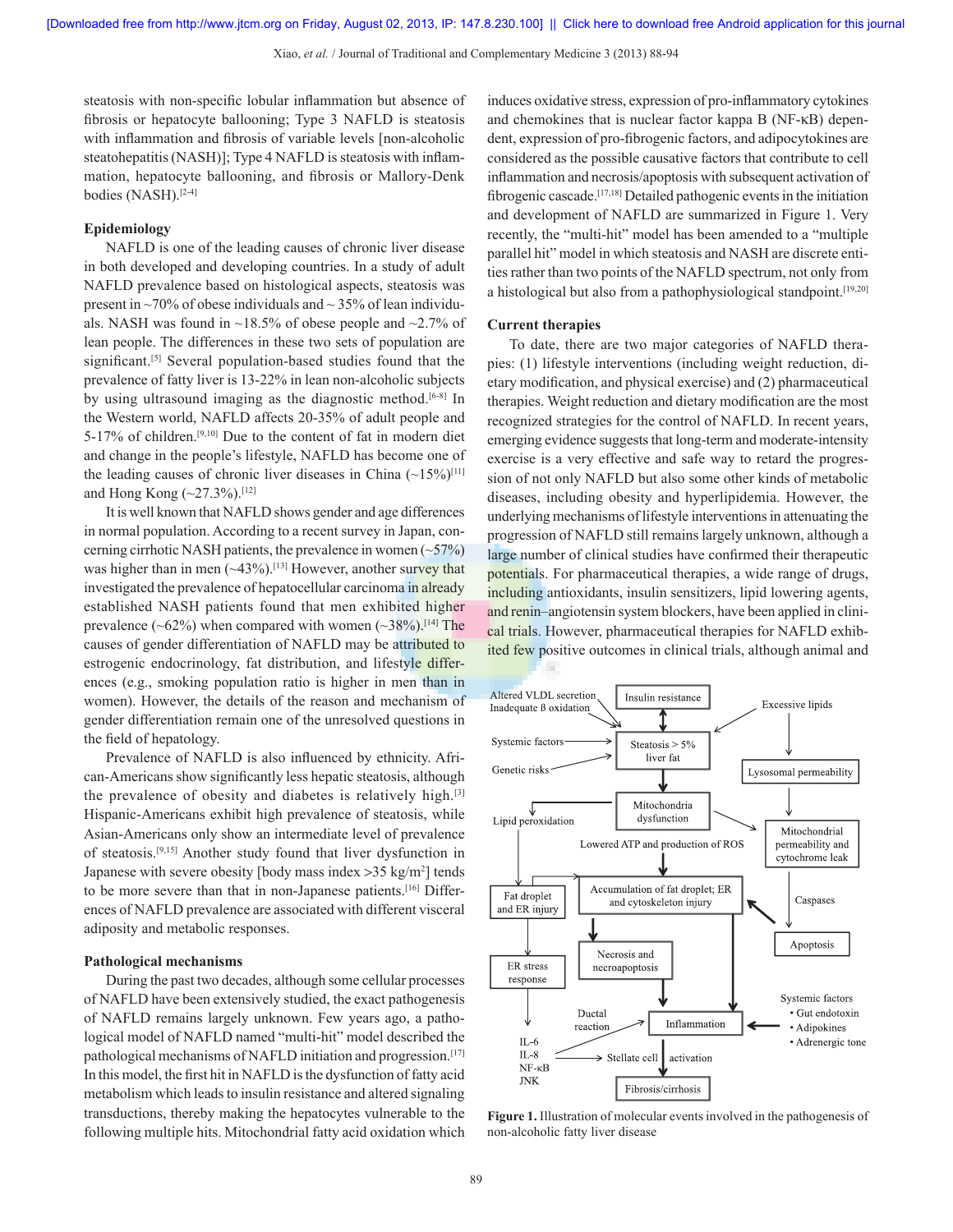steatosis with non-specific lobular inflammation but absence of fibrosis or hepatocyte ballooning; Type 3 NAFLD is steatosis with inflammation and fibrosis of variable levels [non-alcoholic steatohepatitis (NASH)]; Type 4 NAFLD is steatosis with inflammation, hepatocyte ballooning, and fibrosis or Mallory-Denk bodies (NASH).[2-4]

## Epidemiology

NAFLD is one of the leading causes of chronic liver disease in both developed and developing countries. In a study of adult NAFLD prevalence based on histological aspects, steatosis was present in ~70% of obese individuals and ~ 35% of lean individuals. NASH was found in ~18.5% of obese people and ~2.7% of lean people. The differences in these two sets of population are significant.[5] Several population-based studies found that the prevalence of fatty liver is 13-22% in lean non-alcoholic subjects by using ultrasound imaging as the diagnostic method.[6-8] In the Western world, NAFLD affects 20-35% of adult people and 5-17% of children.[9,10] Due to the content of fat in modern diet and change in the people's lifestyle, NAFLD has become one of the leading causes of chronic liver diseases in China (~15%)[11] and Hong Kong (~27.3%).[12]

It is well known that NAFLD shows gender and age differences in normal population. According to a recent survey in Japan, concerning cirrhotic NASH patients, the prevalence in women (~57%) was higher than in men (~43%).[13] However, another survey that investigated the prevalence of hepatocellular carcinoma in already established NASH patients found that men exhibited higher prevalence (~62%) when compared with women (~38%).[14] The causes of gender differentiation of NAFLD may be attributed to estrogenic endocrinology, fat distribution, and lifestyle differences (e.g., smoking population ratio is higher in men than in women). However, the details of the reason and mechanism of gender differentiation remain one of the unresolved questions in the field of hepatology.

Prevalence of NAFLD is also influenced by ethnicity. African-Americans show significantly less hepatic steatosis, although the prevalence of obesity and diabetes is relatively high.[3] Hispanic-Americans exhibit high prevalence of steatosis, while Asian-Americans only show an intermediate level of prevalence of steatosis.[9,15] Another study found that liver dysfunction in Japanese with severe obesity [body mass index >35 kg/m$^2$] tends to be more severe than that in non-Japanese patients.[16] Differences of NAFLD prevalence are associated with different visceral adiposity and metabolic responses.

## Pathological mechanisms

During the past two decades, although some cellular processes of NAFLD have been extensively studied, the exact pathogenesis of NAFLD remains largely unknown. Few years ago, a pathological model of NAFLD named "multi-hit" model described the pathological mechanisms of NAFLD initiation and progression.[17] In this model, the first hit in NAFLD is the dysfunction of fatty acid metabolism which leads to insulin resistance and altered signaling transductions, thereby making the hepatocytes vulnerable to the following multiple hits. Mitochondrial fatty acid oxidation which induces oxidative stress, expression of pro-inflammatory cytokines and chemokines that is nuclear factor kappa B (NF-κB) dependent, expression of pro-fibrogenic factors, and adipocytokines are considered as the possible causative factors that contribute to cell inflammation and necrosis/apoptosis with subsequent activation of fibrogenic cascade.[17,18] Detailed pathogenic events in the initiation and development of NAFLD are summarized in Figure 1. Very recently, the "multi-hit" model has been amended to a "multiple parallel hit" model in which steatosis and NASH are discrete entities rather than two points of the NAFLD spectrum, not only from a histological but also from a pathophysiological standpoint.[19,20]

## Current therapies

To date, there are two major categories of NAFLD therapies: (1) lifestyle interventions (including weight reduction, dietary modification, and physical exercise) and (2) pharmaceutical therapies. Weight reduction and dietary modification are the most recognized strategies for the control of NAFLD. In recent years, emerging evidence suggests that long-term and moderate-intensity exercise is a very effective and safe way to retard the progression of not only NAFLD but also some other kinds of metabolic diseases, including obesity and hyperlipidemia. However, the underlying mechanisms of lifestyle interventions in attenuating the progression of NAFLD still remains largely unknown, although a large number of clinical studies have confirmed their therapeutic potentials. For pharmaceutical therapies, a wide range of drugs, including antioxidants, insulin sensitizers, lipid lowering agents, and renin–angiotensin system blockers, have been applied in clinical trials. However, pharmaceutical therapies for NAFLD exhibited few positive outcomes in clinical trials, although animal and

Altered VLDL secretion, Inadequate ß oxidation → Insulin resistance → Steatosis > 5% liver fat ← Excessive lipids; Systemic factors; Genetic risks → Steatosis → Mitochondria dysfunction; Excessive lipids → Lysosomal permeability → Mitochondrial permeability and cytochrome leak → Caspases → Apoptosis; Lipid peroxidation → Fat droplet and ER injury → ER stress response → IL-6, IL-8, NF-κB, JNK; Lowered ATP and production of ROS → Accumulation of fat droplet; ER and cytoskeleton injury → Necrosis and necroapoptosis → Inflammation ← Systemic factors (• Gut endotoxin • Adipokines • Adrenergic tone); Ductal reaction; Stellate cell activation → Fibrosis/cirrhosis

**Figure 1.** Illustration of molecular events involved in the pathogenesis of non-alcoholic fatty liver disease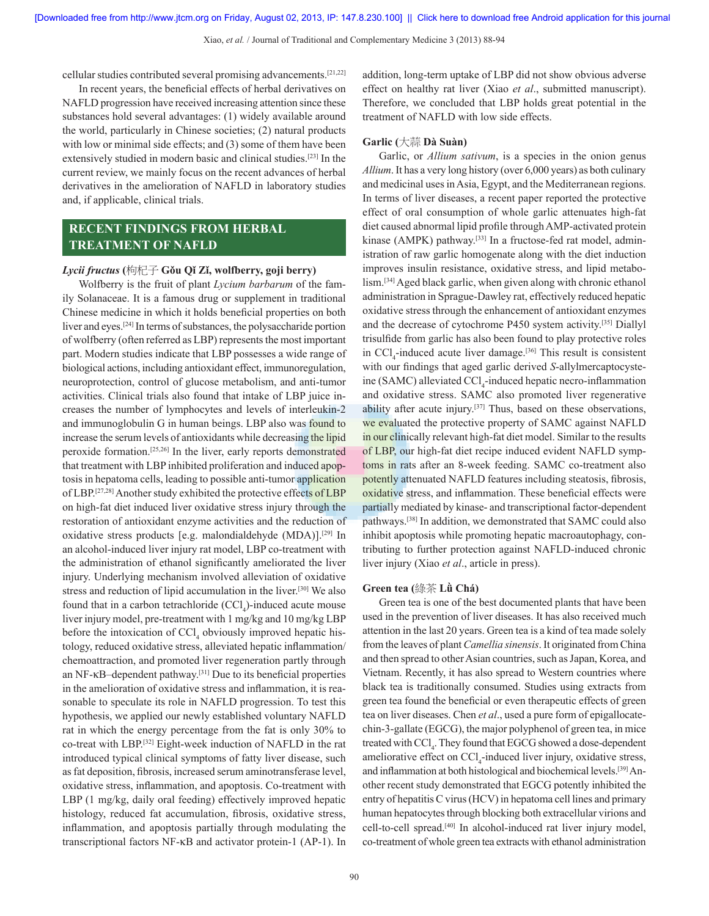cellular studies contributed several promising advancements.[21,22]

In recent years, the beneficial effects of herbal derivatives on NAFLD progression have received increasing attention since these substances hold several advantages: (1) widely available around the world, particularly in Chinese societies; (2) natural products with low or minimal side effects; and (3) some of them have been extensively studied in modern basic and clinical studies.[23] In the current review, we mainly focus on the recent advances of herbal derivatives in the amelioration of NAFLD in laboratory studies and, if applicable, clinical trials.

## RECENT FINDINGS FROM HERBAL TREATMENT OF NAFLD

### *Lycii fructus* (枸杞子 Gǒu Qǐ Zǐ, wolfberry, goji berry)

Wolfberry is the fruit of plant *Lycium barbarum* of the family Solanaceae. It is a famous drug or supplement in traditional Chinese medicine in which it holds beneficial properties on both liver and eyes.[24] In terms of substances, the polysaccharide portion of wolfberry (often referred as LBP) represents the most important part. Modern studies indicate that LBP possesses a wide range of biological actions, including antioxidant effect, immunoregulation, neuroprotection, control of glucose metabolism, and anti-tumor activities. Clinical trials also found that intake of LBP juice increases the number of lymphocytes and levels of interleukin-2 and immunoglobulin G in human beings. LBP also was found to increase the serum levels of antioxidants while decreasing the lipid peroxide formation.[25,26] In the liver, early reports demonstrated that treatment with LBP inhibited proliferation and induced apoptosis in hepatoma cells, leading to possible anti-tumor application of LBP.[27,28] Another study exhibited the protective effects of LBP on high-fat diet induced liver oxidative stress injury through the restoration of antioxidant enzyme activities and the reduction of oxidative stress products [e.g. malondialdehyde (MDA)].[29] In an alcohol-induced liver injury rat model, LBP co-treatment with the administration of ethanol significantly ameliorated the liver injury. Underlying mechanism involved alleviation of oxidative stress and reduction of lipid accumulation in the liver.[30] We also found that in a carbon tetrachloride ($CCl_4$)-induced acute mouse liver injury model, pre-treatment with 1 mg/kg and 10 mg/kg LBP before the intoxication of $CCl_4$ obviously improved hepatic histology, reduced oxidative stress, alleviated hepatic inflammation/chemoattraction, and promoted liver regeneration partly through an NF-κB–dependent pathway.[31] Due to its beneficial properties in the amelioration of oxidative stress and inflammation, it is reasonable to speculate its role in NAFLD progression. To test this hypothesis, we applied our newly established voluntary NAFLD rat in which the energy percentage from the fat is only 30% to co-treat with LBP.[32] Eight-week induction of NAFLD in the rat introduced typical clinical symptoms of fatty liver disease, such as fat deposition, fibrosis, increased serum aminotransferase level, oxidative stress, inflammation, and apoptosis. Co-treatment with LBP (1 mg/kg, daily oral feeding) effectively improved hepatic histology, reduced fat accumulation, fibrosis, oxidative stress, inflammation, and apoptosis partially through modulating the transcriptional factors NF-κB and activator protein-1 (AP-1). In addition, long-term uptake of LBP did not show obvious adverse effect on healthy rat liver (Xiao *et al*., submitted manuscript). Therefore, we concluded that LBP holds great potential in the treatment of NAFLD with low side effects.

### Garlic (大蒜 Dà Suàn)

Garlic, or *Allium sativum*, is a species in the onion genus *Allium*. It has a very long history (over 6,000 years) as both culinary and medicinal uses in Asia, Egypt, and the Mediterranean regions. In terms of liver diseases, a recent paper reported the protective effect of oral consumption of whole garlic attenuates high-fat diet caused abnormal lipid profile through AMP-activated protein kinase (AMPK) pathway.[33] In a fructose-fed rat model, administration of raw garlic homogenate along with the diet induction improves insulin resistance, oxidative stress, and lipid metabolism.[34] Aged black garlic, when given along with chronic ethanol administration in Sprague-Dawley rat, effectively reduced hepatic oxidative stress through the enhancement of antioxidant enzymes and the decrease of cytochrome P450 system activity.[35] Diallyl trisulfide from garlic has also been found to play protective roles in $CCl_4$-induced acute liver damage.[36] This result is consistent with our findings that aged garlic derived *S*-allylmercaptocysteine (SAMC) alleviated $CCl_4$-induced hepatic necro-inflammation and oxidative stress. SAMC also promoted liver regenerative ability after acute injury.[37] Thus, based on these observations, we evaluated the protective property of SAMC against NAFLD in our clinically relevant high-fat diet model. Similar to the results of LBP, our high-fat diet recipe induced evident NAFLD symptoms in rats after an 8-week feeding. SAMC co-treatment also potently attenuated NAFLD features including steatosis, fibrosis, oxidative stress, and inflammation. These beneficial effects were partially mediated by kinase- and transcriptional factor-dependent pathways.[38] In addition, we demonstrated that SAMC could also inhibit apoptosis while promoting hepatic macroautophagy, contributing to further protection against NAFLD-induced chronic liver injury (Xiao *et al*., article in press).

### Green tea (綠茶 Lǜ Chá)

Green tea is one of the best documented plants that have been used in the prevention of liver diseases. It has also received much attention in the last 20 years. Green tea is a kind of tea made solely from the leaves of plant *Camellia sinensis*. It originated from China and then spread to other Asian countries, such as Japan, Korea, and Vietnam. Recently, it has also spread to Western countries where black tea is traditionally consumed. Studies using extracts from green tea found the beneficial or even therapeutic effects of green tea on liver diseases. Chen *et al*., used a pure form of epigallocatechin-3-gallate (EGCG), the major polyphenol of green tea, in mice treated with $CCl_4$. They found that EGCG showed a dose-dependent ameliorative effect on $CCl_4$-induced liver injury, oxidative stress, and inflammation at both histological and biochemical levels.[39] Another recent study demonstrated that EGCG potently inhibited the entry of hepatitis C virus (HCV) in hepatoma cell lines and primary human hepatocytes through blocking both extracellular virions and cell-to-cell spread.[40] In alcohol-induced rat liver injury model, co-treatment of whole green tea extracts with ethanol administration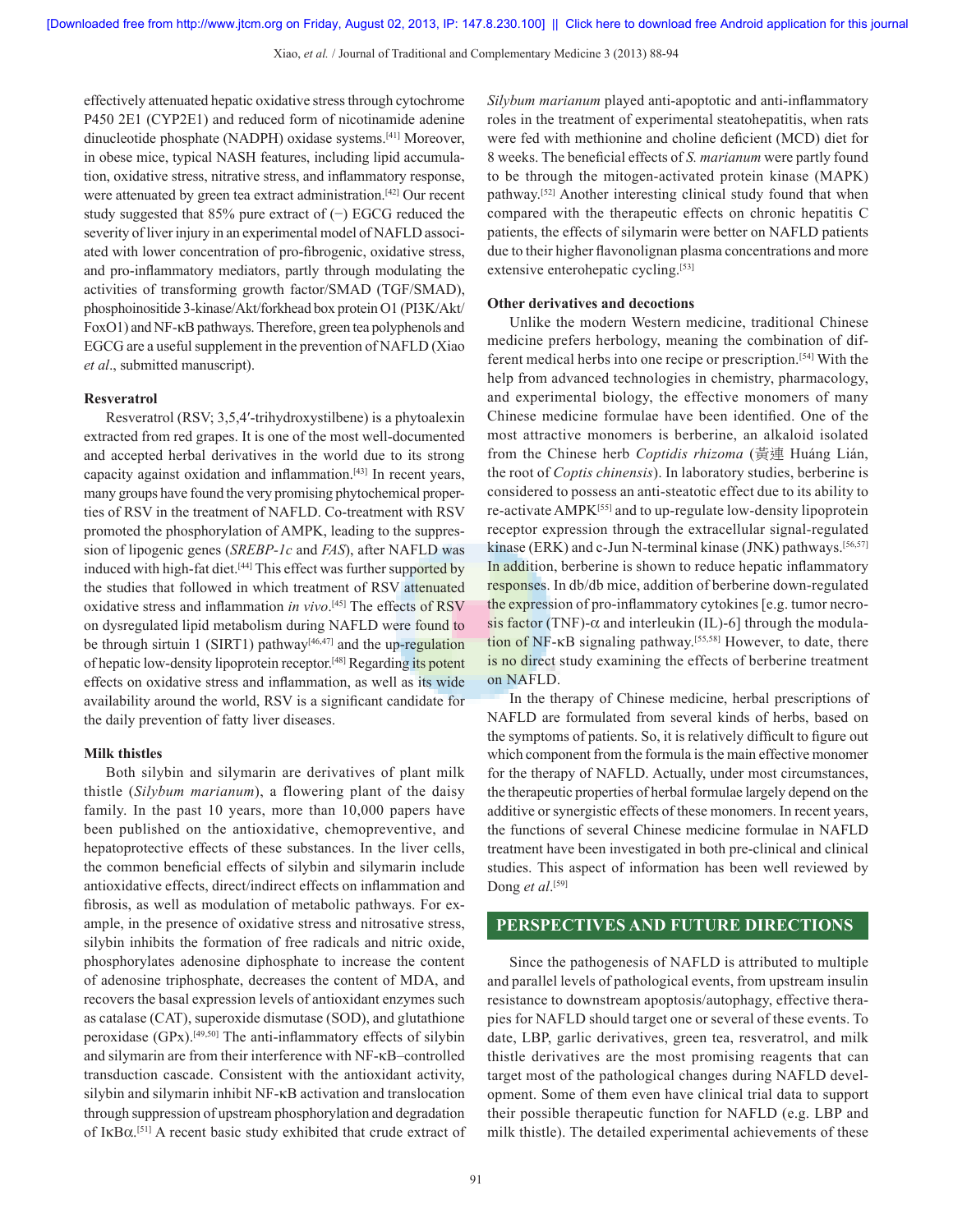effectively attenuated hepatic oxidative stress through cytochrome P450 2E1 (CYP2E1) and reduced form of nicotinamide adenine dinucleotide phosphate (NADPH) oxidase systems.[41] Moreover, in obese mice, typical NASH features, including lipid accumulation, oxidative stress, nitrative stress, and inflammatory response, were attenuated by green tea extract administration.[42] Our recent study suggested that 85% pure extract of (−) EGCG reduced the severity of liver injury in an experimental model of NAFLD associated with lower concentration of pro-fibrogenic, oxidative stress, and pro-inflammatory mediators, partly through modulating the activities of transforming growth factor/SMAD (TGF/SMAD), phosphoinositide 3-kinase/Akt/forkhead box protein O1 (PI3K/Akt/FoxO1) and NF-κB pathways. Therefore, green tea polyphenols and EGCG are a useful supplement in the prevention of NAFLD (Xiao *et al*., submitted manuscript).

**Resveratrol**

Resveratrol (RSV; 3,5,4′-trihydroxystilbene) is a phytoalexin extracted from red grapes. It is one of the most well-documented and accepted herbal derivatives in the world due to its strong capacity against oxidation and inflammation.[43] In recent years, many groups have found the very promising phytochemical properties of RSV in the treatment of NAFLD. Co-treatment with RSV promoted the phosphorylation of AMPK, leading to the suppression of lipogenic genes (*SREBP-1c* and *FAS*), after NAFLD was induced with high-fat diet.[44] This effect was further supported by the studies that followed in which treatment of RSV attenuated oxidative stress and inflammation *in vivo*.[45] The effects of RSV on dysregulated lipid metabolism during NAFLD were found to be through sirtuin 1 (SIRT1) pathway[46,47] and the up-regulation of hepatic low-density lipoprotein receptor.[48] Regarding its potent effects on oxidative stress and inflammation, as well as its wide availability around the world, RSV is a significant candidate for the daily prevention of fatty liver diseases.

**Milk thistles**

Both silybin and silymarin are derivatives of plant milk thistle (*Silybum marianum*), a flowering plant of the daisy family. In the past 10 years, more than 10,000 papers have been published on the antioxidative, chemopreventive, and hepatoprotective effects of these substances. In the liver cells, the common beneficial effects of silybin and silymarin include antioxidative effects, direct/indirect effects on inflammation and fibrosis, as well as modulation of metabolic pathways. For example, in the presence of oxidative stress and nitrosative stress, silybin inhibits the formation of free radicals and nitric oxide, phosphorylates adenosine diphosphate to increase the content of adenosine triphosphate, decreases the content of MDA, and recovers the basal expression levels of antioxidant enzymes such as catalase (CAT), superoxide dismutase (SOD), and glutathione peroxidase (GPx).[49,50] The anti-inflammatory effects of silybin and silymarin are from their interference with NF-κB–controlled transduction cascade. Consistent with the antioxidant activity, silybin and silymarin inhibit NF-κB activation and translocation through suppression of upstream phosphorylation and degradation of IκBα.[51] A recent basic study exhibited that crude extract of *Silybum marianum* played anti-apoptotic and anti-inflammatory roles in the treatment of experimental steatohepatitis, when rats were fed with methionine and choline deficient (MCD) diet for 8 weeks. The beneficial effects of *S. marianum* were partly found to be through the mitogen-activated protein kinase (MAPK) pathway.[52] Another interesting clinical study found that when compared with the therapeutic effects on chronic hepatitis C patients, the effects of silymarin were better on NAFLD patients due to their higher flavonolignan plasma concentrations and more extensive enterohepatic cycling.[53]

**Other derivatives and decoctions**

Unlike the modern Western medicine, traditional Chinese medicine prefers herbology, meaning the combination of different medical herbs into one recipe or prescription.[54] With the help from advanced technologies in chemistry, pharmacology, and experimental biology, the effective monomers of many Chinese medicine formulae have been identified. One of the most attractive monomers is berberine, an alkaloid isolated from the Chinese herb *Coptidis rhizoma* (黃連 Huáng Lián, the root of *Coptis chinensis*). In laboratory studies, berberine is considered to possess an anti-steatotic effect due to its ability to re-activate AMPK[55] and to up-regulate low-density lipoprotein receptor expression through the extracellular signal-regulated kinase (ERK) and c-Jun N-terminal kinase (JNK) pathways.[56,57] In addition, berberine is shown to reduce hepatic inflammatory responses. In db/db mice, addition of berberine down-regulated the expression of pro-inflammatory cytokines [e.g. tumor necrosis factor (TNF)-α and interleukin (IL)-6] through the modulation of NF-κB signaling pathway.[55,58] However, to date, there is no direct study examining the effects of berberine treatment on NAFLD.

In the therapy of Chinese medicine, herbal prescriptions of NAFLD are formulated from several kinds of herbs, based on the symptoms of patients. So, it is relatively difficult to figure out which component from the formula is the main effective monomer for the therapy of NAFLD. Actually, under most circumstances, the therapeutic properties of herbal formulae largely depend on the additive or synergistic effects of these monomers. In recent years, the functions of several Chinese medicine formulae in NAFLD treatment have been investigated in both pre-clinical and clinical studies. This aspect of information has been well reviewed by Dong *et al*.[59]

## PERSPECTIVES AND FUTURE DIRECTIONS

Since the pathogenesis of NAFLD is attributed to multiple and parallel levels of pathological events, from upstream insulin resistance to downstream apoptosis/autophagy, effective therapies for NAFLD should target one or several of these events. To date, LBP, garlic derivatives, green tea, resveratrol, and milk thistle derivatives are the most promising reagents that can target most of the pathological changes during NAFLD development. Some of them even have clinical trial data to support their possible therapeutic function for NAFLD (e.g. LBP and milk thistle). The detailed experimental achievements of these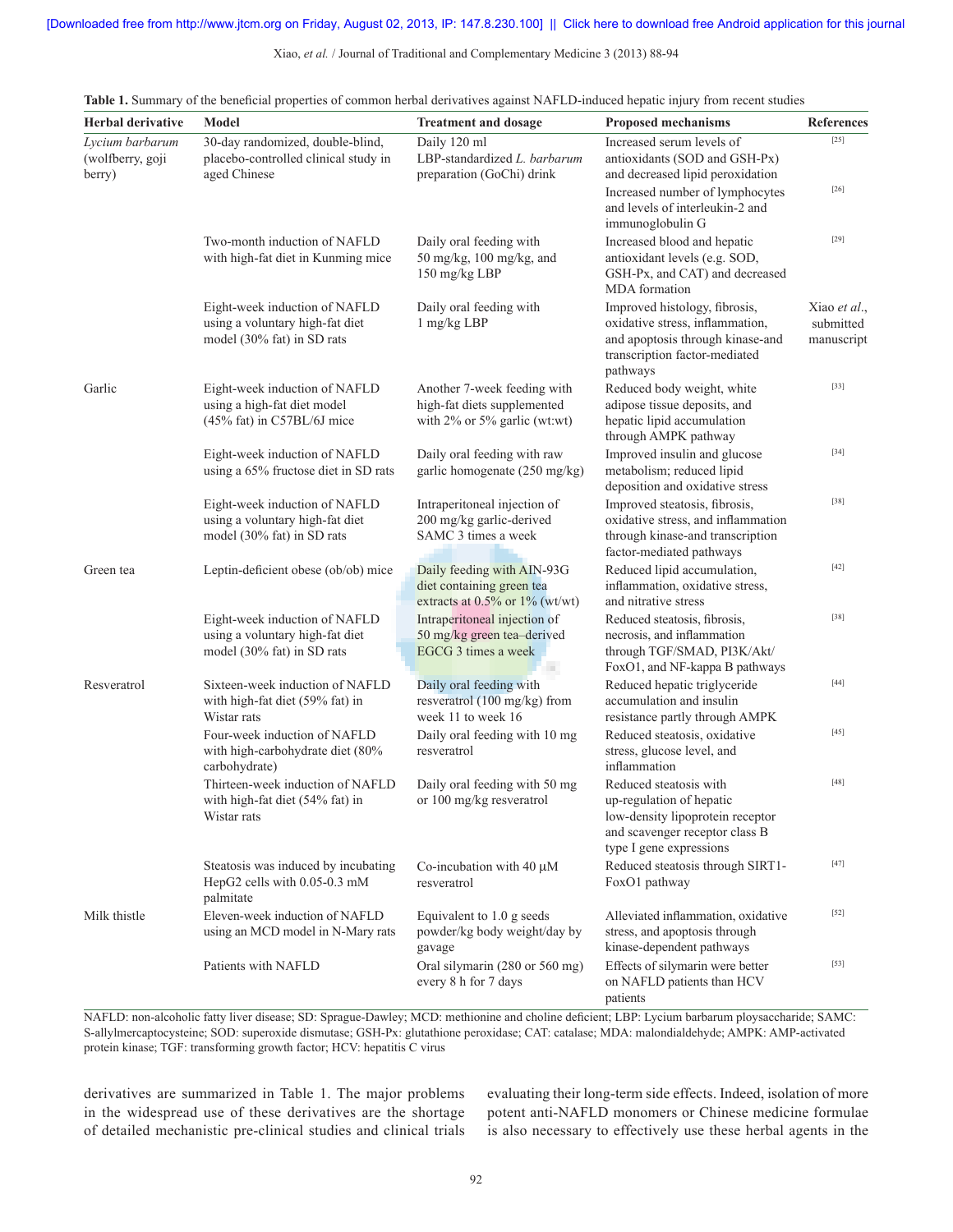**Table 1.** Summary of the beneficial properties of common herbal derivatives against NAFLD-induced hepatic injury from recent studies

| Herbal derivative | Model | Treatment and dosage | Proposed mechanisms | References |
|---|---|---|---|---|
| *Lycium barbarum* (wolfberry, goji berry) | 30-day randomized, double-blind, placebo-controlled clinical study in aged Chinese | Daily 120 ml LBP-standardized *L. barbarum* preparation (GoChi) drink | Increased serum levels of antioxidants (SOD and GSH-Px) and decreased lipid peroxidation | [25] |
| | | | Increased number of lymphocytes and levels of interleukin-2 and immunoglobulin G | [26] |
| | Two-month induction of NAFLD with high-fat diet in Kunming mice | Daily oral feeding with 50 mg/kg, 100 mg/kg, and 150 mg/kg LBP | Increased blood and hepatic antioxidant levels (e.g. SOD, GSH-Px, and CAT) and decreased MDA formation | [29] |
| | Eight-week induction of NAFLD using a voluntary high-fat diet model (30% fat) in SD rats | Daily oral feeding with 1 mg/kg LBP | Improved histology, fibrosis, oxidative stress, inflammation, and apoptosis through kinase-and transcription factor-mediated pathways | Xiao *et al*., submitted manuscript |
| Garlic | Eight-week induction of NAFLD using a high-fat diet model (45% fat) in C57BL/6J mice | Another 7-week feeding with high-fat diets supplemented with 2% or 5% garlic (wt:wt) | Reduced body weight, white adipose tissue deposits, and hepatic lipid accumulation through AMPK pathway | [33] |
| | Eight-week induction of NAFLD using a 65% fructose diet in SD rats | Daily oral feeding with raw garlic homogenate (250 mg/kg) | Improved insulin and glucose metabolism; reduced lipid deposition and oxidative stress | [34] |
| | Eight-week induction of NAFLD using a voluntary high-fat diet model (30% fat) in SD rats | Intraperitoneal injection of 200 mg/kg garlic-derived SAMC 3 times a week | Improved steatosis, fibrosis, oxidative stress, and inflammation through kinase-and transcription factor-mediated pathways | [38] |
| Green tea | Leptin-deficient obese (ob/ob) mice | Daily feeding with AIN-93G diet containing green tea extracts at 0.5% or 1% (wt/wt) | Reduced lipid accumulation, inflammation, oxidative stress, and nitrative stress | [42] |
| | Eight-week induction of NAFLD using a voluntary high-fat diet model (30% fat) in SD rats | Intraperitoneal injection of 50 mg/kg green tea–derived EGCG 3 times a week | Reduced steatosis, fibrosis, necrosis, and inflammation through TGF/SMAD, PI3K/Akt/FoxO1, and NF-kappa B pathways | [38] |
| Resveratrol | Sixteen-week induction of NAFLD with high-fat diet (59% fat) in Wistar rats | Daily oral feeding with resveratrol (100 mg/kg) from week 11 to week 16 | Reduced hepatic triglyceride accumulation and insulin resistance partly through AMPK | [44] |
| | Four-week induction of NAFLD with high-carbohydrate diet (80% carbohydrate) | Daily oral feeding with 10 mg resveratrol | Reduced steatosis, oxidative stress, glucose level, and inflammation | [45] |
| | Thirteen-week induction of NAFLD with high-fat diet (54% fat) in Wistar rats | Daily oral feeding with 50 mg or 100 mg/kg resveratrol | Reduced steatosis with up-regulation of hepatic low-density lipoprotein receptor and scavenger receptor class B type I gene expressions | [48] |
| | Steatosis was induced by incubating HepG2 cells with 0.05-0.3 mM palmitate | Co-incubation with 40 μM resveratrol | Reduced steatosis through SIRT1-FoxO1 pathway | [47] |
| Milk thistle | Eleven-week induction of NAFLD using an MCD model in N-Mary rats | Equivalent to 1.0 g seeds powder/kg body weight/day by gavage | Alleviated inflammation, oxidative stress, and apoptosis through kinase-dependent pathways | [52] |
| | Patients with NAFLD | Oral silymarin (280 or 560 mg) every 8 h for 7 days | Effects of silymarin were better on NAFLD patients than HCV patients | [53] |

NAFLD: non-alcoholic fatty liver disease; SD: Sprague-Dawley; MCD: methionine and choline deficient; LBP: Lycium barbarum ploysaccharide; SAMC: S-allylmercaptocysteine; SOD: superoxide dismutase; GSH-Px: glutathione peroxidase; CAT: catalase; MDA: malondialdehyde; AMPK: AMP-activated protein kinase; TGF: transforming growth factor; HCV: hepatitis C virus

derivatives are summarized in Table 1. The major problems in the widespread use of these derivatives are the shortage of detailed mechanistic pre-clinical studies and clinical trials evaluating their long-term side effects. Indeed, isolation of more potent anti-NAFLD monomers or Chinese medicine formulae is also necessary to effectively use these herbal agents in the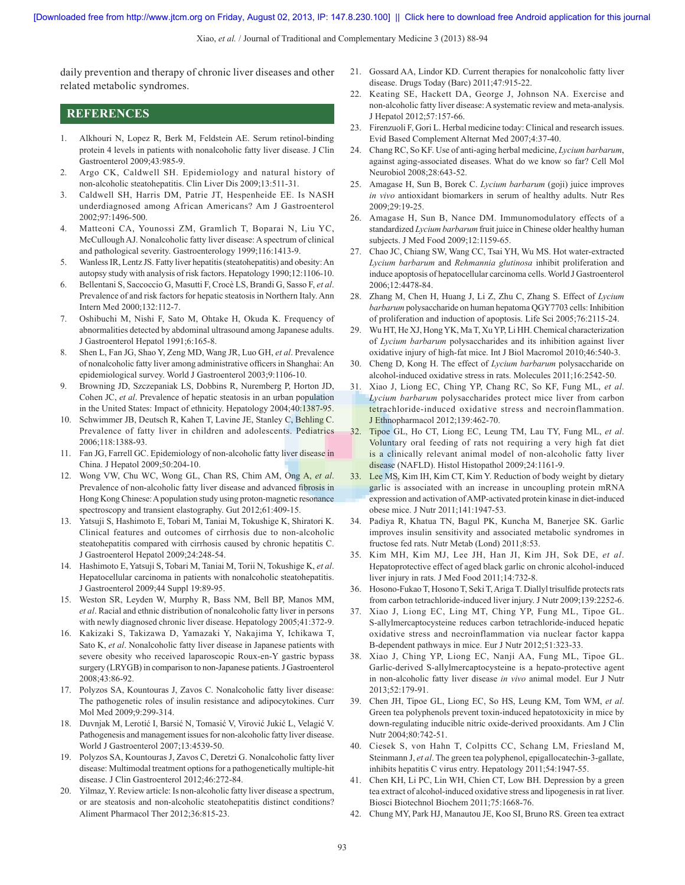daily prevention and therapy of chronic liver diseases and other related metabolic syndromes.

## REFERENCES

1. Alkhouri N, Lopez R, Berk M, Feldstein AE. Serum retinol-binding protein 4 levels in patients with nonalcoholic fatty liver disease. J Clin Gastroenterol 2009;43:985-9.
2. Argo CK, Caldwell SH. Epidemiology and natural history of non-alcoholic steatohepatitis. Clin Liver Dis 2009;13:511-31.
3. Caldwell SH, Harris DM, Patrie JT, Hespenheide EE. Is NASH underdiagnosed among African Americans? Am J Gastroenterol 2002;97:1496-500.
4. Matteoni CA, Younossi ZM, Gramlich T, Boparai N, Liu YC, McCullough AJ. Nonalcoholic fatty liver disease: A spectrum of clinical and pathological severity. Gastroenterology 1999;116:1413-9.
5. Wanless IR, Lentz JS. Fatty liver hepatitis (steatohepatitis) and obesity: An autopsy study with analysis of risk factors. Hepatology 1990;12:1106-10.
6. Bellentani S, Saccoccio G, Masutti F, Crocè LS, Brandi G, Sasso F, *et al*. Prevalence of and risk factors for hepatic steatosis in Northern Italy. Ann Intern Med 2000;132:112-7.
7. Oshibuchi M, Nishi F, Sato M, Ohtake H, Okuda K. Frequency of abnormalities detected by abdominal ultrasound among Japanese adults. J Gastroenterol Hepatol 1991;6:165-8.
8. Shen L, Fan JG, Shao Y, Zeng MD, Wang JR, Luo GH, *et al*. Prevalence of nonalcoholic fatty liver among administrative officers in Shanghai: An epidemiological survey. World J Gastroenterol 2003;9:1106-10.
9. Browning JD, Szczepaniak LS, Dobbins R, Nuremberg P, Horton JD, Cohen JC, *et al*. Prevalence of hepatic steatosis in an urban population in the United States: Impact of ethnicity. Hepatology 2004;40:1387-95.
10. Schwimmer JB, Deutsch R, Kahen T, Lavine JE, Stanley C, Behling C. Prevalence of fatty liver in children and adolescents. Pediatrics 2006;118:1388-93.
11. Fan JG, Farrell GC. Epidemiology of non-alcoholic fatty liver disease in China. J Hepatol 2009;50:204-10.
12. Wong VW, Chu WC, Wong GL, Chan RS, Chim AM, Ong A, *et al*. Prevalence of non-alcoholic fatty liver disease and advanced fibrosis in Hong Kong Chinese: A population study using proton-magnetic resonance spectroscopy and transient elastography. Gut 2012;61:409-15.
13. Yatsuji S, Hashimoto E, Tobari M, Taniai M, Tokushige K, Shiratori K. Clinical features and outcomes of cirrhosis due to non-alcoholic steatohepatitis compared with cirrhosis caused by chronic hepatitis C. J Gastroenterol Hepatol 2009;24:248-54.
14. Hashimoto E, Yatsuji S, Tobari M, Taniai M, Torii N, Tokushige K, *et al*. Hepatocellular carcinoma in patients with nonalcoholic steatohepatitis. J Gastroenterol 2009;44 Suppl 19:89-95.
15. Weston SR, Leyden W, Murphy R, Bass NM, Bell BP, Manos MM, *et al*. Racial and ethnic distribution of nonalcoholic fatty liver in persons with newly diagnosed chronic liver disease. Hepatology 2005;41:372-9.
16. Kakizaki S, Takizawa D, Yamazaki Y, Nakajima Y, Ichikawa T, Sato K, *et al*. Nonalcoholic fatty liver disease in Japanese patients with severe obesity who received laparoscopic Roux-en-Y gastric bypass surgery (LRYGB) in comparison to non-Japanese patients. J Gastroenterol 2008;43:86-92.
17. Polyzos SA, Kountouras J, Zavos C. Nonalcoholic fatty liver disease: The pathogenetic roles of insulin resistance and adipocytokines. Curr Mol Med 2009;9:299-314.
18. Duvnjak M, Lerotić I, Barsić N, Tomasić V, Virović Jukić L, Velagić V. Pathogenesis and management issues for non-alcoholic fatty liver disease. World J Gastroenterol 2007;13:4539-50.
19. Polyzos SA, Kountouras J, Zavos C, Deretzi G. Nonalcoholic fatty liver disease: Multimodal treatment options for a pathogenetically multiple-hit disease. J Clin Gastroenterol 2012;46:272-84.
20. Yilmaz, Y. Review article: Is non-alcoholic fatty liver disease a spectrum, or are steatosis and non-alcoholic steatohepatitis distinct conditions? Aliment Pharmacol Ther 2012;36:815-23.
21. Gossard AA, Lindor KD. Current therapies for nonalcoholic fatty liver disease. Drugs Today (Barc) 2011;47:915-22.
22. Keating SE, Hackett DA, George J, Johnson NA. Exercise and non-alcoholic fatty liver disease: A systematic review and meta-analysis. J Hepatol 2012;57:157-66.
23. Firenzuoli F, Gori L. Herbal medicine today: Clinical and research issues. Evid Based Complement Alternat Med 2007;4:37-40.
24. Chang RC, So KF. Use of anti-aging herbal medicine, *Lycium barbarum*, against aging-associated diseases. What do we know so far? Cell Mol Neurobiol 2008;28:643-52.
25. Amagase H, Sun B, Borek C. *Lycium barbarum* (goji) juice improves *in vivo* antioxidant biomarkers in serum of healthy adults. Nutr Res 2009;29:19-25.
26. Amagase H, Sun B, Nance DM. Immunomodulatory effects of a standardized *Lycium barbarum* fruit juice in Chinese older healthy human subjects. J Med Food 2009;12:1159-65.
27. Chao JC, Chiang SW, Wang CC, Tsai YH, Wu MS. Hot water-extracted *Lycium barbarum* and *Rehmannia glutinosa* inhibit proliferation and induce apoptosis of hepatocellular carcinoma cells. World J Gastroenterol 2006;12:4478-84.
28. Zhang M, Chen H, Huang J, Li Z, Zhu C, Zhang S. Effect of *Lycium barbarum* polysaccharide on human hepatoma QGY7703 cells: Inhibition of proliferation and induction of apoptosis. Life Sci 2005;76:2115-24.
29. Wu HT, He XJ, Hong YK, Ma T, Xu YP, Li HH. Chemical characterization of *Lycium barbarum* polysaccharides and its inhibition against liver oxidative injury of high-fat mice. Int J Biol Macromol 2010;46:540-3.
30. Cheng D, Kong H. The effect of *Lycium barbarum* polysaccharide on alcohol-induced oxidative stress in rats. Molecules 2011;16:2542-50.
31. Xiao J, Liong EC, Ching YP, Chang RC, So KF, Fung ML, *et al*. *Lycium barbarum* polysaccharides protect mice liver from carbon tetrachloride-induced oxidative stress and necroinflammation. J Ethnopharmacol 2012;139:462-70.
32. Tipoe GL, Ho CT, Liong EC, Leung TM, Lau TY, Fung ML, *et al*. Voluntary oral feeding of rats not requiring a very high fat diet is a clinically relevant animal model of non-alcoholic fatty liver disease (NAFLD). Histol Histopathol 2009;24:1161-9.
33. Lee MS, Kim IH, Kim CT, Kim Y. Reduction of body weight by dietary garlic is associated with an increase in uncoupling protein mRNA expression and activation of AMP-activated protein kinase in diet-induced obese mice. J Nutr 2011;141:1947-53.
34. Padiya R, Khatua TN, Bagul PK, Kuncha M, Banerjee SK. Garlic improves insulin sensitivity and associated metabolic syndromes in fructose fed rats. Nutr Metab (Lond) 2011;8:53.
35. Kim MH, Kim MJ, Lee JH, Han JI, Kim JH, Sok DE, *et al*. Hepatoprotective effect of aged black garlic on chronic alcohol-induced liver injury in rats. J Med Food 2011;14:732-8.
36. Hosono-Fukao T, Hosono T, Seki T, Ariga T. Diallyl trisulfide protects rats from carbon tetrachloride-induced liver injury. J Nutr 2009;139:2252-6.
37. Xiao J, Liong EC, Ling MT, Ching YP, Fung ML, Tipoe GL. S-allylmercaptocysteine reduces carbon tetrachloride-induced hepatic oxidative stress and necroinflammation via nuclear factor kappa B-dependent pathways in mice. Eur J Nutr 2012;51:323-33.
38. Xiao J, Ching YP, Liong EC, Nanji AA, Fung ML, Tipoe GL. Garlic-derived S-allylmercaptocysteine is a hepato-protective agent in non-alcoholic fatty liver disease *in vivo* animal model. Eur J Nutr 2013;52:179-91.
39. Chen JH, Tipoe GL, Liong EC, So HS, Leung KM, Tom WM, *et al*. Green tea polyphenols prevent toxin-induced hepatotoxicity in mice by down-regulating inducible nitric oxide-derived prooxidants. Am J Clin Nutr 2004;80:742-51.
40. Ciesek S, von Hahn T, Colpitts CC, Schang LM, Friesland M, Steinmann J, *et al*. The green tea polyphenol, epigallocatechin-3-gallate, inhibits hepatitis C virus entry. Hepatology 2011;54:1947-55.
41. Chen KH, Li PC, Lin WH, Chien CT, Low BH. Depression by a green tea extract of alcohol-induced oxidative stress and lipogenesis in rat liver. Biosci Biotechnol Biochem 2011;75:1668-76.
42. Chung MY, Park HJ, Manautou JE, Koo SI, Bruno RS. Green tea extract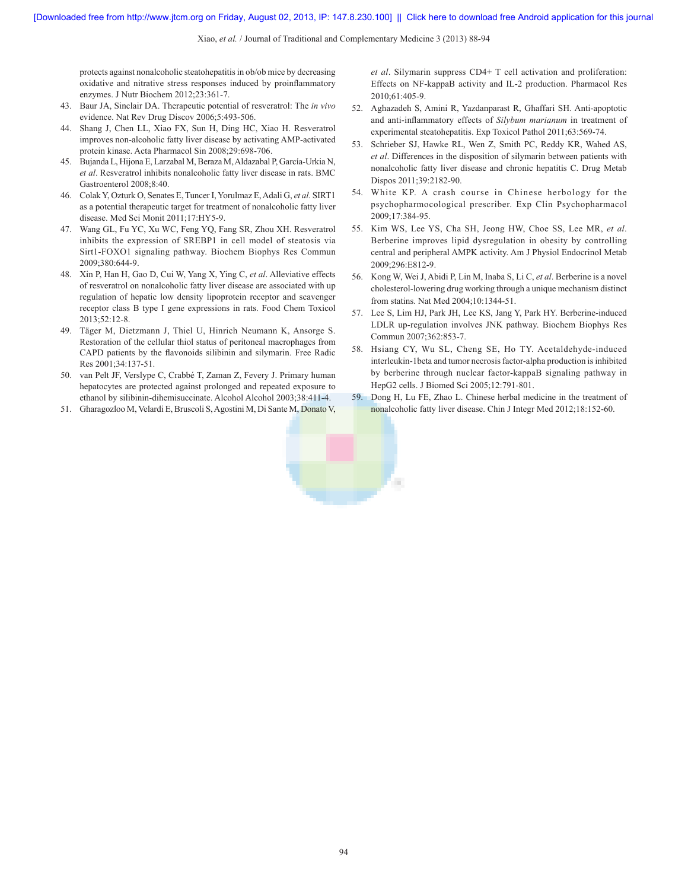protects against nonalcoholic steatohepatitis in ob/ob mice by decreasing oxidative and nitrative stress responses induced by proinflammatory enzymes. J Nutr Biochem 2012;23:361-7.

43. Baur JA, Sinclair DA. Therapeutic potential of resveratrol: The *in vivo* evidence. Nat Rev Drug Discov 2006;5:493-506.
44. Shang J, Chen LL, Xiao FX, Sun H, Ding HC, Xiao H. Resveratrol improves non-alcoholic fatty liver disease by activating AMP-activated protein kinase. Acta Pharmacol Sin 2008;29:698-706.
45. Bujanda L, Hijona E, Larzabal M, Beraza M, Aldazabal P, García-Urkia N, *et al*. Resveratrol inhibits nonalcoholic fatty liver disease in rats. BMC Gastroenterol 2008;8:40.
46. Colak Y, Ozturk O, Senates E, Tuncer I, Yorulmaz E, Adali G, *et al*. SIRT1 as a potential therapeutic target for treatment of nonalcoholic fatty liver disease. Med Sci Monit 2011;17:HY5-9.
47. Wang GL, Fu YC, Xu WC, Feng YQ, Fang SR, Zhou XH. Resveratrol inhibits the expression of SREBP1 in cell model of steatosis via Sirt1-FOXO1 signaling pathway. Biochem Biophys Res Commun 2009;380:644-9.
48. Xin P, Han H, Gao D, Cui W, Yang X, Ying C, *et al*. Alleviative effects of resveratrol on nonalcoholic fatty liver disease are associated with up regulation of hepatic low density lipoprotein receptor and scavenger receptor class B type I gene expressions in rats. Food Chem Toxicol 2013;52:12-8.
49. Täger M, Dietzmann J, Thiel U, Hinrich Neumann K, Ansorge S. Restoration of the cellular thiol status of peritoneal macrophages from CAPD patients by the flavonoids silibinin and silymarin. Free Radic Res 2001;34:137-51.
50. van Pelt JF, Verslype C, Crabbé T, Zaman Z, Fevery J. Primary human hepatocytes are protected against prolonged and repeated exposure to ethanol by silibinin-dihemisuccinate. Alcohol Alcohol 2003;38:411-4.
51. Gharagozloo M, Velardi E, Bruscoli S, Agostini M, Di Sante M, Donato V, *et al*. Silymarin suppress CD4+ T cell activation and proliferation: Effects on NF-kappaB activity and IL-2 production. Pharmacol Res 2010;61:405-9.
52. Aghazadeh S, Amini R, Yazdanparast R, Ghaffari SH. Anti-apoptotic and anti-inflammatory effects of *Silybum marianum* in treatment of experimental steatohepatitis. Exp Toxicol Pathol 2011;63:569-74.
53. Schrieber SJ, Hawke RL, Wen Z, Smith PC, Reddy KR, Wahed AS, *et al*. Differences in the disposition of silymarin between patients with nonalcoholic fatty liver disease and chronic hepatitis C. Drug Metab Dispos 2011;39:2182-90.
54. White KP. A crash course in Chinese herbology for the psychopharmacological prescriber. Exp Clin Psychopharmacol 2009;17:384-95.
55. Kim WS, Lee YS, Cha SH, Jeong HW, Choe SS, Lee MR, *et al*. Berberine improves lipid dysregulation in obesity by controlling central and peripheral AMPK activity. Am J Physiol Endocrinol Metab 2009;296:E812-9.
56. Kong W, Wei J, Abidi P, Lin M, Inaba S, Li C, *et al*. Berberine is a novel cholesterol-lowering drug working through a unique mechanism distinct from statins. Nat Med 2004;10:1344-51.
57. Lee S, Lim HJ, Park JH, Lee KS, Jang Y, Park HY. Berberine-induced LDLR up-regulation involves JNK pathway. Biochem Biophys Res Commun 2007;362:853-7.
58. Hsiang CY, Wu SL, Cheng SE, Ho TY. Acetaldehyde-induced interleukin-1beta and tumor necrosis factor-alpha production is inhibited by berberine through nuclear factor-kappaB signaling pathway in HepG2 cells. J Biomed Sci 2005;12:791-801.
59. Dong H, Lu FE, Zhao L. Chinese herbal medicine in the treatment of nonalcoholic fatty liver disease. Chin J Integr Med 2012;18:152-60.